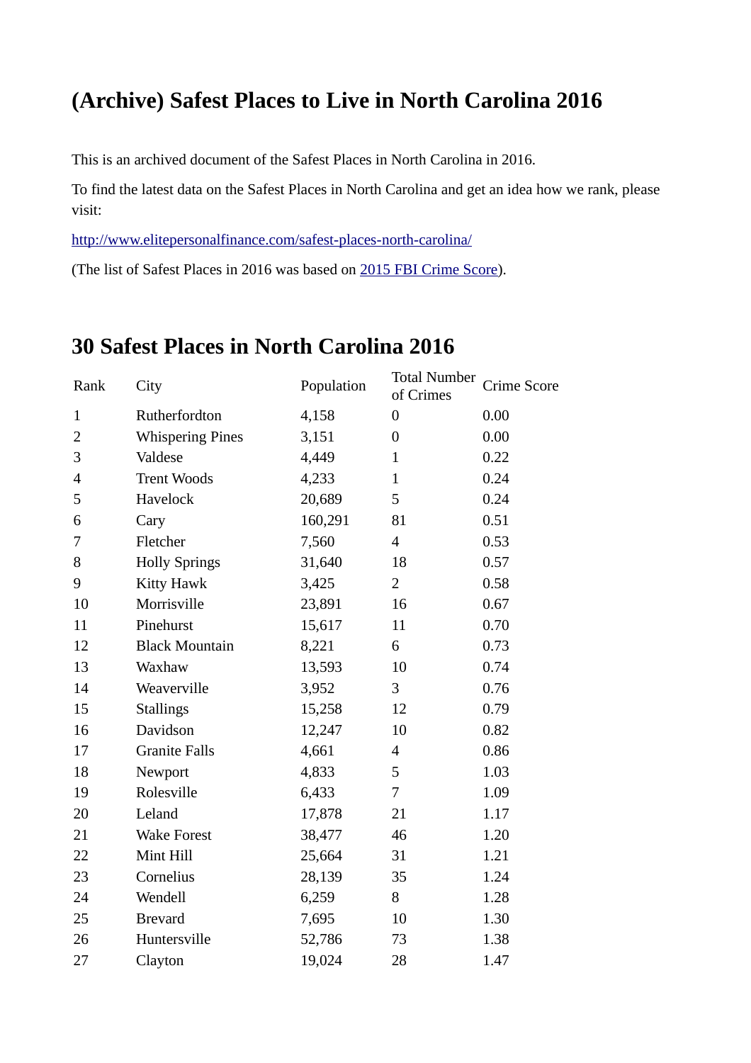# (Archive) Safest Places to Live in North Carolina 2016

This is an archived document of the Safest Places in North Carolina in 2016.

To find the latest data on the Safest Places in North Carolina and get an idea how we rank, please visit:

[http://www.elitepersonalfinance.com/safest-places-north-carolina/](http://www.elitepersonalfinance.com/safest-places-north-carolina/)

(The list of Safest Places in 2016 was based on [2015 FBI Crime Score](#)).

# 30 Safest Places in North Carolina 2016

| Rank | City | Population | Total Number of Crimes | Crime Score |
|---|---|---|---|---|
| 1 | Rutherfordton | 4,158 | 0 | 0.00 |
| 2 | Whispering Pines | 3,151 | 0 | 0.00 |
| 3 | Valdese | 4,449 | 1 | 0.22 |
| 4 | Trent Woods | 4,233 | 1 | 0.24 |
| 5 | Havelock | 20,689 | 5 | 0.24 |
| 6 | Cary | 160,291 | 81 | 0.51 |
| 7 | Fletcher | 7,560 | 4 | 0.53 |
| 8 | Holly Springs | 31,640 | 18 | 0.57 |
| 9 | Kitty Hawk | 3,425 | 2 | 0.58 |
| 10 | Morrisville | 23,891 | 16 | 0.67 |
| 11 | Pinehurst | 15,617 | 11 | 0.70 |
| 12 | Black Mountain | 8,221 | 6 | 0.73 |
| 13 | Waxhaw | 13,593 | 10 | 0.74 |
| 14 | Weaverville | 3,952 | 3 | 0.76 |
| 15 | Stallings | 15,258 | 12 | 0.79 |
| 16 | Davidson | 12,247 | 10 | 0.82 |
| 17 | Granite Falls | 4,661 | 4 | 0.86 |
| 18 | Newport | 4,833 | 5 | 1.03 |
| 19 | Rolesville | 6,433 | 7 | 1.09 |
| 20 | Leland | 17,878 | 21 | 1.17 |
| 21 | Wake Forest | 38,477 | 46 | 1.20 |
| 22 | Mint Hill | 25,664 | 31 | 1.21 |
| 23 | Cornelius | 28,139 | 35 | 1.24 |
| 24 | Wendell | 6,259 | 8 | 1.28 |
| 25 | Brevard | 7,695 | 10 | 1.30 |
| 26 | Huntersville | 52,786 | 73 | 1.38 |
| 27 | Clayton | 19,024 | 28 | 1.47 |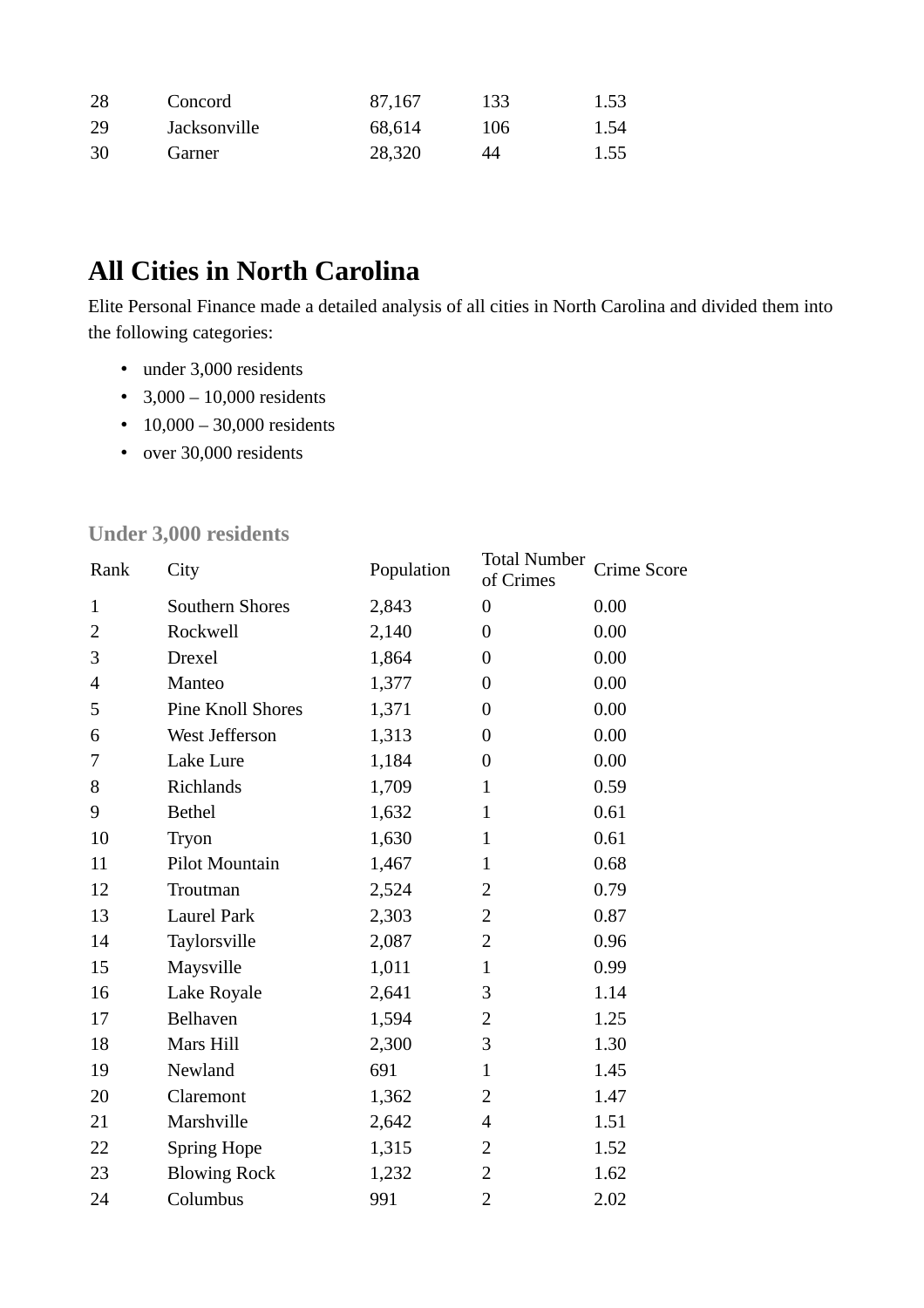| | | | | |
|---|---|---|---|---|
| 28 | Concord | 87,167 | 133 | 1.53 |
| 29 | Jacksonville | 68,614 | 106 | 1.54 |
| 30 | Garner | 28,320 | 44 | 1.55 |

## All Cities in North Carolina

Elite Personal Finance made a detailed analysis of all cities in North Carolina and divided them into the following categories:

- under 3,000 residents
- 3,000 – 10,000 residents
- 10,000 – 30,000 residents
- over 30,000 residents

### Under 3,000 residents

| Rank | City | Population | Total Number of Crimes | Crime Score |
|---|---|---|---|---|
| 1 | Southern Shores | 2,843 | 0 | 0.00 |
| 2 | Rockwell | 2,140 | 0 | 0.00 |
| 3 | Drexel | 1,864 | 0 | 0.00 |
| 4 | Manteo | 1,377 | 0 | 0.00 |
| 5 | Pine Knoll Shores | 1,371 | 0 | 0.00 |
| 6 | West Jefferson | 1,313 | 0 | 0.00 |
| 7 | Lake Lure | 1,184 | 0 | 0.00 |
| 8 | Richlands | 1,709 | 1 | 0.59 |
| 9 | Bethel | 1,632 | 1 | 0.61 |
| 10 | Tryon | 1,630 | 1 | 0.61 |
| 11 | Pilot Mountain | 1,467 | 1 | 0.68 |
| 12 | Troutman | 2,524 | 2 | 0.79 |
| 13 | Laurel Park | 2,303 | 2 | 0.87 |
| 14 | Taylorsville | 2,087 | 2 | 0.96 |
| 15 | Maysville | 1,011 | 1 | 0.99 |
| 16 | Lake Royale | 2,641 | 3 | 1.14 |
| 17 | Belhaven | 1,594 | 2 | 1.25 |
| 18 | Mars Hill | 2,300 | 3 | 1.30 |
| 19 | Newland | 691 | 1 | 1.45 |
| 20 | Claremont | 1,362 | 2 | 1.47 |
| 21 | Marshville | 2,642 | 4 | 1.51 |
| 22 | Spring Hope | 1,315 | 2 | 1.52 |
| 23 | Blowing Rock | 1,232 | 2 | 1.62 |
| 24 | Columbus | 991 | 2 | 2.02 |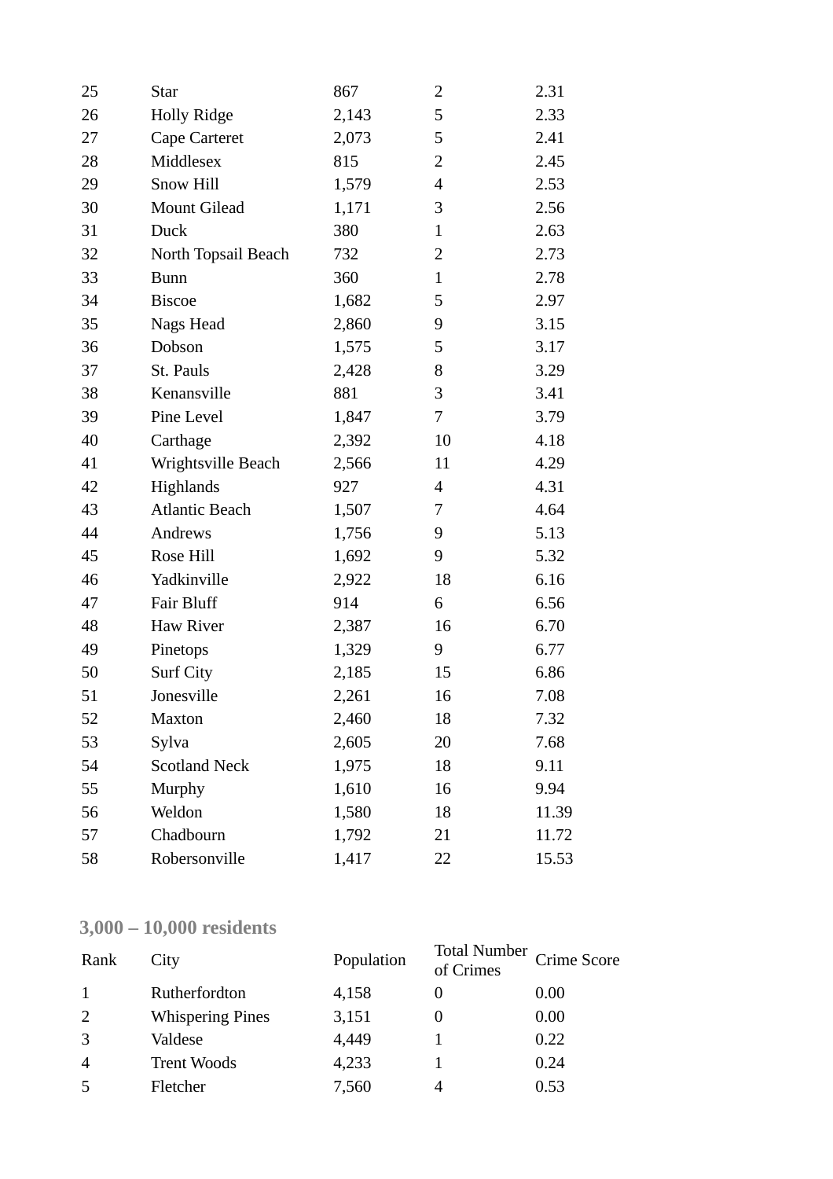| | | | | |
|---|---|---|---|---|
| 25 | Star | 867 | 2 | 2.31 |
| 26 | Holly Ridge | 2,143 | 5 | 2.33 |
| 27 | Cape Carteret | 2,073 | 5 | 2.41 |
| 28 | Middlesex | 815 | 2 | 2.45 |
| 29 | Snow Hill | 1,579 | 4 | 2.53 |
| 30 | Mount Gilead | 1,171 | 3 | 2.56 |
| 31 | Duck | 380 | 1 | 2.63 |
| 32 | North Topsail Beach | 732 | 2 | 2.73 |
| 33 | Bunn | 360 | 1 | 2.78 |
| 34 | Biscoe | 1,682 | 5 | 2.97 |
| 35 | Nags Head | 2,860 | 9 | 3.15 |
| 36 | Dobson | 1,575 | 5 | 3.17 |
| 37 | St. Pauls | 2,428 | 8 | 3.29 |
| 38 | Kenansville | 881 | 3 | 3.41 |
| 39 | Pine Level | 1,847 | 7 | 3.79 |
| 40 | Carthage | 2,392 | 10 | 4.18 |
| 41 | Wrightsville Beach | 2,566 | 11 | 4.29 |
| 42 | Highlands | 927 | 4 | 4.31 |
| 43 | Atlantic Beach | 1,507 | 7 | 4.64 |
| 44 | Andrews | 1,756 | 9 | 5.13 |
| 45 | Rose Hill | 1,692 | 9 | 5.32 |
| 46 | Yadkinville | 2,922 | 18 | 6.16 |
| 47 | Fair Bluff | 914 | 6 | 6.56 |
| 48 | Haw River | 2,387 | 16 | 6.70 |
| 49 | Pinetops | 1,329 | 9 | 6.77 |
| 50 | Surf City | 2,185 | 15 | 6.86 |
| 51 | Jonesville | 2,261 | 16 | 7.08 |
| 52 | Maxton | 2,460 | 18 | 7.32 |
| 53 | Sylva | 2,605 | 20 | 7.68 |
| 54 | Scotland Neck | 1,975 | 18 | 9.11 |
| 55 | Murphy | 1,610 | 16 | 9.94 |
| 56 | Weldon | 1,580 | 18 | 11.39 |
| 57 | Chadbourn | 1,792 | 21 | 11.72 |
| 58 | Robersonville | 1,417 | 22 | 15.53 |

### 3,000 – 10,000 residents

| Rank | City | Population | Total Number of Crimes | Crime Score |
|---|---|---|---|---|
| 1 | Rutherfordton | 4,158 | 0 | 0.00 |
| 2 | Whispering Pines | 3,151 | 0 | 0.00 |
| 3 | Valdese | 4,449 | 1 | 0.22 |
| 4 | Trent Woods | 4,233 | 1 | 0.24 |
| 5 | Fletcher | 7,560 | 4 | 0.53 |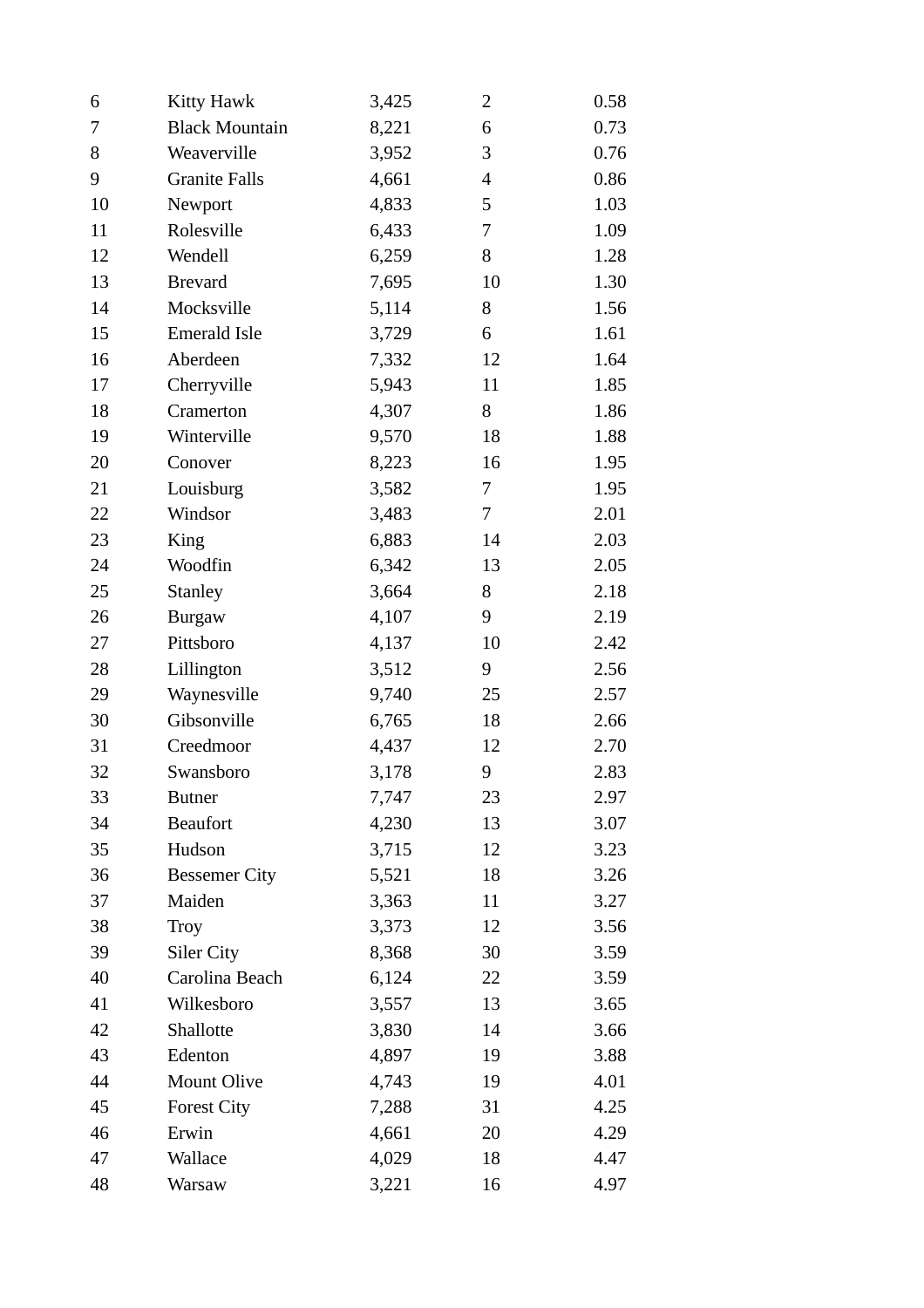| | | | | |
|---|---|---|---|---|
| 6 | Kitty Hawk | 3,425 | 2 | 0.58 |
| 7 | Black Mountain | 8,221 | 6 | 0.73 |
| 8 | Weaverville | 3,952 | 3 | 0.76 |
| 9 | Granite Falls | 4,661 | 4 | 0.86 |
| 10 | Newport | 4,833 | 5 | 1.03 |
| 11 | Rolesville | 6,433 | 7 | 1.09 |
| 12 | Wendell | 6,259 | 8 | 1.28 |
| 13 | Brevard | 7,695 | 10 | 1.30 |
| 14 | Mocksville | 5,114 | 8 | 1.56 |
| 15 | Emerald Isle | 3,729 | 6 | 1.61 |
| 16 | Aberdeen | 7,332 | 12 | 1.64 |
| 17 | Cherryville | 5,943 | 11 | 1.85 |
| 18 | Cramerton | 4,307 | 8 | 1.86 |
| 19 | Winterville | 9,570 | 18 | 1.88 |
| 20 | Conover | 8,223 | 16 | 1.95 |
| 21 | Louisburg | 3,582 | 7 | 1.95 |
| 22 | Windsor | 3,483 | 7 | 2.01 |
| 23 | King | 6,883 | 14 | 2.03 |
| 24 | Woodfin | 6,342 | 13 | 2.05 |
| 25 | Stanley | 3,664 | 8 | 2.18 |
| 26 | Burgaw | 4,107 | 9 | 2.19 |
| 27 | Pittsboro | 4,137 | 10 | 2.42 |
| 28 | Lillington | 3,512 | 9 | 2.56 |
| 29 | Waynesville | 9,740 | 25 | 2.57 |
| 30 | Gibsonville | 6,765 | 18 | 2.66 |
| 31 | Creedmoor | 4,437 | 12 | 2.70 |
| 32 | Swansboro | 3,178 | 9 | 2.83 |
| 33 | Butner | 7,747 | 23 | 2.97 |
| 34 | Beaufort | 4,230 | 13 | 3.07 |
| 35 | Hudson | 3,715 | 12 | 3.23 |
| 36 | Bessemer City | 5,521 | 18 | 3.26 |
| 37 | Maiden | 3,363 | 11 | 3.27 |
| 38 | Troy | 3,373 | 12 | 3.56 |
| 39 | Siler City | 8,368 | 30 | 3.59 |
| 40 | Carolina Beach | 6,124 | 22 | 3.59 |
| 41 | Wilkesboro | 3,557 | 13 | 3.65 |
| 42 | Shallotte | 3,830 | 14 | 3.66 |
| 43 | Edenton | 4,897 | 19 | 3.88 |
| 44 | Mount Olive | 4,743 | 19 | 4.01 |
| 45 | Forest City | 7,288 | 31 | 4.25 |
| 46 | Erwin | 4,661 | 20 | 4.29 |
| 47 | Wallace | 4,029 | 18 | 4.47 |
| 48 | Warsaw | 3,221 | 16 | 4.97 |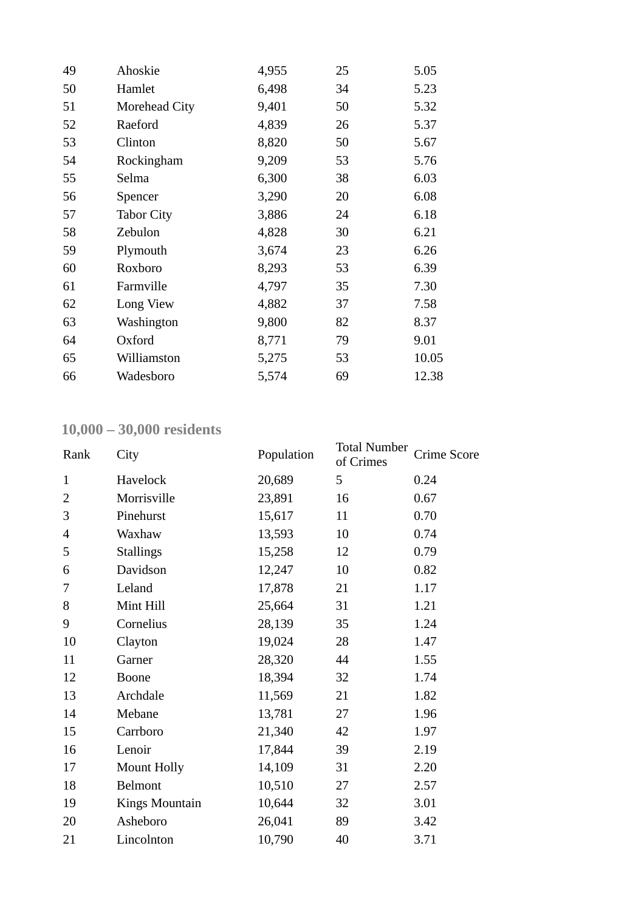| | | | | |
|---|---|---|---|---|
| 49 | Ahoskie | 4,955 | 25 | 5.05 |
| 50 | Hamlet | 6,498 | 34 | 5.23 |
| 51 | Morehead City | 9,401 | 50 | 5.32 |
| 52 | Raeford | 4,839 | 26 | 5.37 |
| 53 | Clinton | 8,820 | 50 | 5.67 |
| 54 | Rockingham | 9,209 | 53 | 5.76 |
| 55 | Selma | 6,300 | 38 | 6.03 |
| 56 | Spencer | 3,290 | 20 | 6.08 |
| 57 | Tabor City | 3,886 | 24 | 6.18 |
| 58 | Zebulon | 4,828 | 30 | 6.21 |
| 59 | Plymouth | 3,674 | 23 | 6.26 |
| 60 | Roxboro | 8,293 | 53 | 6.39 |
| 61 | Farmville | 4,797 | 35 | 7.30 |
| 62 | Long View | 4,882 | 37 | 7.58 |
| 63 | Washington | 9,800 | 82 | 8.37 |
| 64 | Oxford | 8,771 | 79 | 9.01 |
| 65 | Williamston | 5,275 | 53 | 10.05 |
| 66 | Wadesboro | 5,574 | 69 | 12.38 |

### 10,000 – 30,000 residents

| Rank | City | Population | Total Number of Crimes | Crime Score |
|---|---|---|---|---|
| 1 | Havelock | 20,689 | 5 | 0.24 |
| 2 | Morrisville | 23,891 | 16 | 0.67 |
| 3 | Pinehurst | 15,617 | 11 | 0.70 |
| 4 | Waxhaw | 13,593 | 10 | 0.74 |
| 5 | Stallings | 15,258 | 12 | 0.79 |
| 6 | Davidson | 12,247 | 10 | 0.82 |
| 7 | Leland | 17,878 | 21 | 1.17 |
| 8 | Mint Hill | 25,664 | 31 | 1.21 |
| 9 | Cornelius | 28,139 | 35 | 1.24 |
| 10 | Clayton | 19,024 | 28 | 1.47 |
| 11 | Garner | 28,320 | 44 | 1.55 |
| 12 | Boone | 18,394 | 32 | 1.74 |
| 13 | Archdale | 11,569 | 21 | 1.82 |
| 14 | Mebane | 13,781 | 27 | 1.96 |
| 15 | Carrboro | 21,340 | 42 | 1.97 |
| 16 | Lenoir | 17,844 | 39 | 2.19 |
| 17 | Mount Holly | 14,109 | 31 | 2.20 |
| 18 | Belmont | 10,510 | 27 | 2.57 |
| 19 | Kings Mountain | 10,644 | 32 | 3.01 |
| 20 | Asheboro | 26,041 | 89 | 3.42 |
| 21 | Lincolnton | 10,790 | 40 | 3.71 |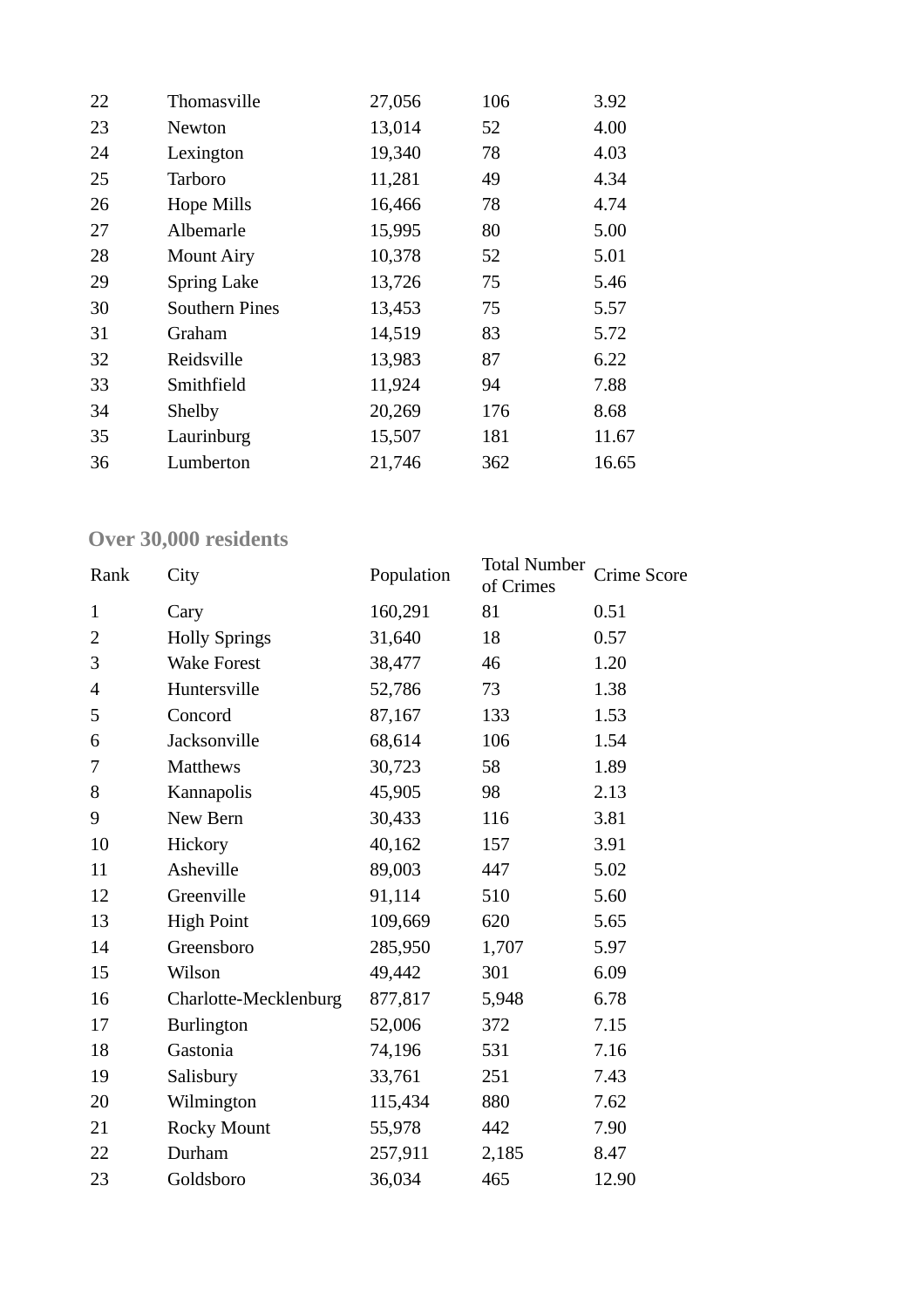| | | | | |
|---|---|---|---|---|
| 22 | Thomasville | 27,056 | 106 | 3.92 |
| 23 | Newton | 13,014 | 52 | 4.00 |
| 24 | Lexington | 19,340 | 78 | 4.03 |
| 25 | Tarboro | 11,281 | 49 | 4.34 |
| 26 | Hope Mills | 16,466 | 78 | 4.74 |
| 27 | Albemarle | 15,995 | 80 | 5.00 |
| 28 | Mount Airy | 10,378 | 52 | 5.01 |
| 29 | Spring Lake | 13,726 | 75 | 5.46 |
| 30 | Southern Pines | 13,453 | 75 | 5.57 |
| 31 | Graham | 14,519 | 83 | 5.72 |
| 32 | Reidsville | 13,983 | 87 | 6.22 |
| 33 | Smithfield | 11,924 | 94 | 7.88 |
| 34 | Shelby | 20,269 | 176 | 8.68 |
| 35 | Laurinburg | 15,507 | 181 | 11.67 |
| 36 | Lumberton | 21,746 | 362 | 16.65 |

## Over 30,000 residents

| Rank | City | Population | Total Number of Crimes | Crime Score |
|---|---|---|---|---|
| 1 | Cary | 160,291 | 81 | 0.51 |
| 2 | Holly Springs | 31,640 | 18 | 0.57 |
| 3 | Wake Forest | 38,477 | 46 | 1.20 |
| 4 | Huntersville | 52,786 | 73 | 1.38 |
| 5 | Concord | 87,167 | 133 | 1.53 |
| 6 | Jacksonville | 68,614 | 106 | 1.54 |
| 7 | Matthews | 30,723 | 58 | 1.89 |
| 8 | Kannapolis | 45,905 | 98 | 2.13 |
| 9 | New Bern | 30,433 | 116 | 3.81 |
| 10 | Hickory | 40,162 | 157 | 3.91 |
| 11 | Asheville | 89,003 | 447 | 5.02 |
| 12 | Greenville | 91,114 | 510 | 5.60 |
| 13 | High Point | 109,669 | 620 | 5.65 |
| 14 | Greensboro | 285,950 | 1,707 | 5.97 |
| 15 | Wilson | 49,442 | 301 | 6.09 |
| 16 | Charlotte-Mecklenburg | 877,817 | 5,948 | 6.78 |
| 17 | Burlington | 52,006 | 372 | 7.15 |
| 18 | Gastonia | 74,196 | 531 | 7.16 |
| 19 | Salisbury | 33,761 | 251 | 7.43 |
| 20 | Wilmington | 115,434 | 880 | 7.62 |
| 21 | Rocky Mount | 55,978 | 442 | 7.90 |
| 22 | Durham | 257,911 | 2,185 | 8.47 |
| 23 | Goldsboro | 36,034 | 465 | 12.90 |